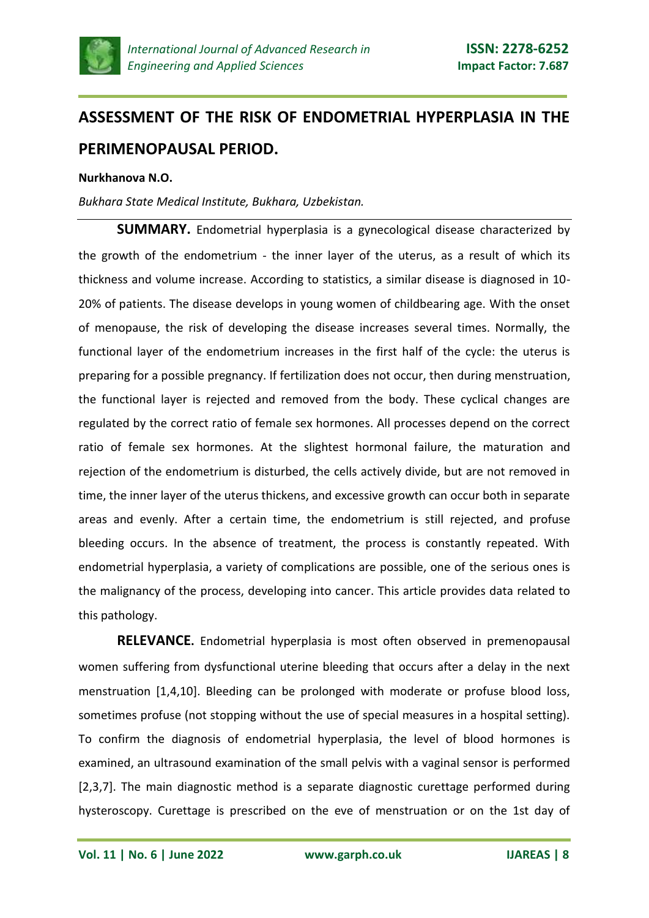# ASSESSMENT OF THE RISK OF ENDOMETRIAL HYPERPLASIA IN THE PERIMENOPAUSAL PERIOD.

**Nurkhanova N.O.**

*Bukhara State Medical Institute, Bukhara, Uzbekistan.*

---

**SUMMARY.** Endometrial hyperplasia is a gynecological disease characterized by the growth of the endometrium - the inner layer of the uterus, as a result of which its thickness and volume increase. According to statistics, a similar disease is diagnosed in 10-20% of patients. The disease develops in young women of childbearing age. With the onset of menopause, the risk of developing the disease increases several times. Normally, the functional layer of the endometrium increases in the first half of the cycle: the uterus is preparing for a possible pregnancy. If fertilization does not occur, then during menstruation, the functional layer is rejected and removed from the body. These cyclical changes are regulated by the correct ratio of female sex hormones. All processes depend on the correct ratio of female sex hormones. At the slightest hormonal failure, the maturation and rejection of the endometrium is disturbed, the cells actively divide, but are not removed in time, the inner layer of the uterus thickens, and excessive growth can occur both in separate areas and evenly. After a certain time, the endometrium is still rejected, and profuse bleeding occurs. In the absence of treatment, the process is constantly repeated. With endometrial hyperplasia, a variety of complications are possible, one of the serious ones is the malignancy of the process, developing into cancer. This article provides data related to this pathology.

**RELEVANCE.** Endometrial hyperplasia is most often observed in premenopausal women suffering from dysfunctional uterine bleeding that occurs after a delay in the next menstruation [1,4,10]. Bleeding can be prolonged with moderate or profuse blood loss, sometimes profuse (not stopping without the use of special measures in a hospital setting). To confirm the diagnosis of endometrial hyperplasia, the level of blood hormones is examined, an ultrasound examination of the small pelvis with a vaginal sensor is performed [2,3,7]. The main diagnostic method is a separate diagnostic curettage performed during hysteroscopy. Curettage is prescribed on the eve of menstruation or on the 1st day of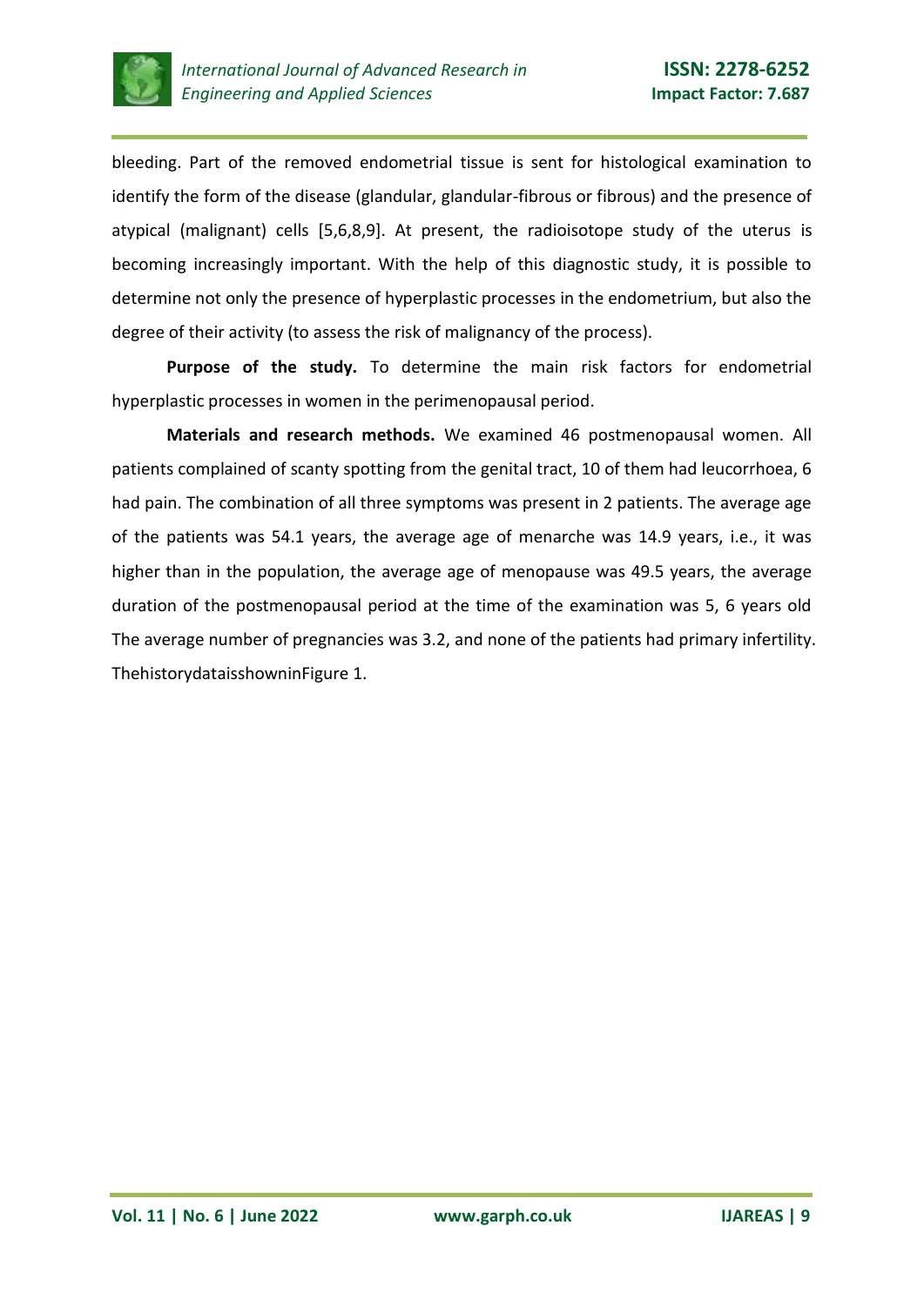bleeding. Part of the removed endometrial tissue is sent for histological examination to identify the form of the disease (glandular, glandular-fibrous or fibrous) and the presence of atypical (malignant) cells [5,6,8,9]. At present, the radioisotope study of the uterus is becoming increasingly important. With the help of this diagnostic study, it is possible to determine not only the presence of hyperplastic processes in the endometrium, but also the degree of their activity (to assess the risk of malignancy of the process).

**Purpose of the study.** To determine the main risk factors for endometrial hyperplastic processes in women in the perimenopausal period.

**Materials and research methods.** We examined 46 postmenopausal women. All patients complained of scanty spotting from the genital tract, 10 of them had leucorrhoea, 6 had pain. The combination of all three symptoms was present in 2 patients. The average age of the patients was 54.1 years, the average age of menarche was 14.9 years, i.e., it was higher than in the population, the average age of menopause was 49.5 years, the average duration of the postmenopausal period at the time of the examination was 5, 6 years old The average number of pregnancies was 3.2, and none of the patients had primary infertility. ThehistorydataisshowninFigure 1.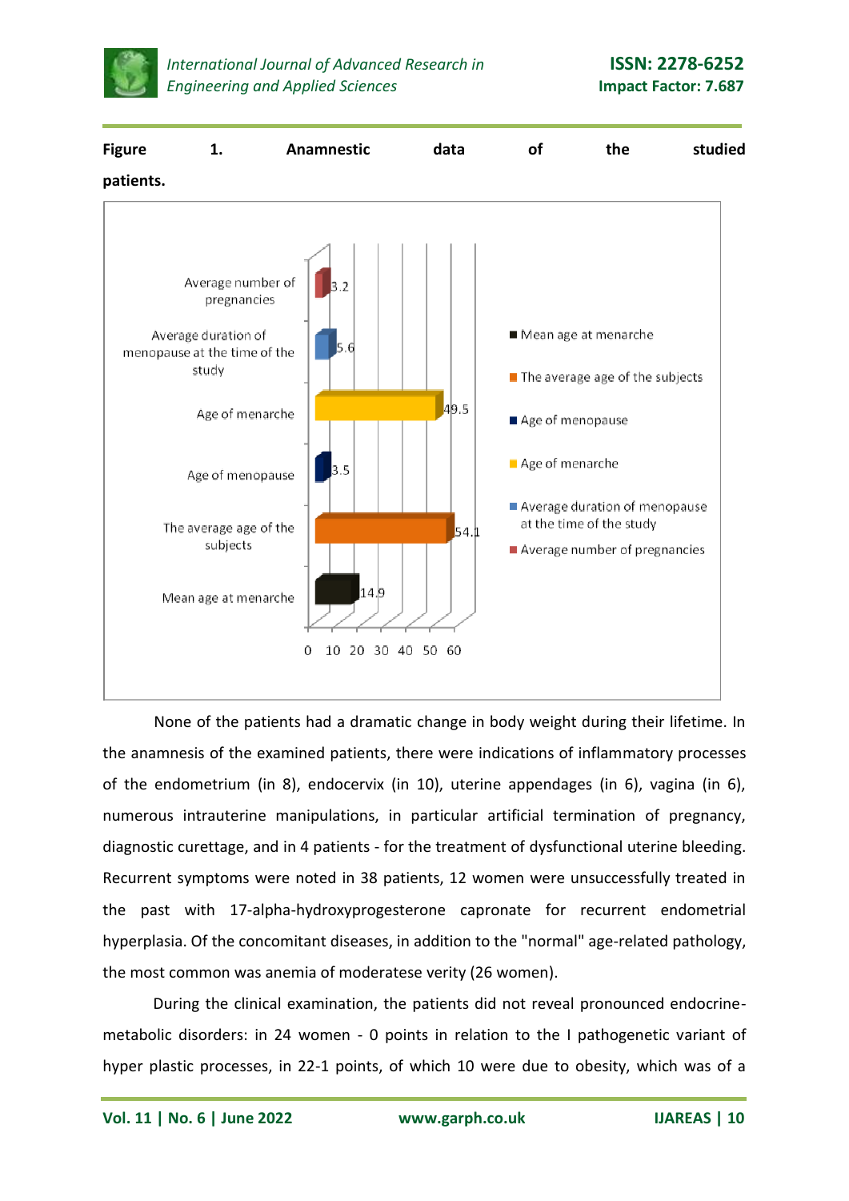**Figure 1. Anamnestic data of the studied patients.**

None of the patients had a dramatic change in body weight during their lifetime. In the anamnesis of the examined patients, there were indications of inflammatory processes of the endometrium (in 8), endocervix (in 10), uterine appendages (in 6), vagina (in 6), numerous intrauterine manipulations, in particular artificial termination of pregnancy, diagnostic curettage, and in 4 patients - for the treatment of dysfunctional uterine bleeding. Recurrent symptoms were noted in 38 patients, 12 women were unsuccessfully treated in the past with 17-alpha-hydroxyprogesterone capronate for recurrent endometrial hyperplasia. Of the concomitant diseases, in addition to the "normal" age-related pathology, the most common was anemia of moderatese verity (26 women).

During the clinical examination, the patients did not reveal pronounced endocrine-metabolic disorders: in 24 women - 0 points in relation to the I pathogenetic variant of hyper plastic processes, in 22-1 points, of which 10 were due to obesity, which was of a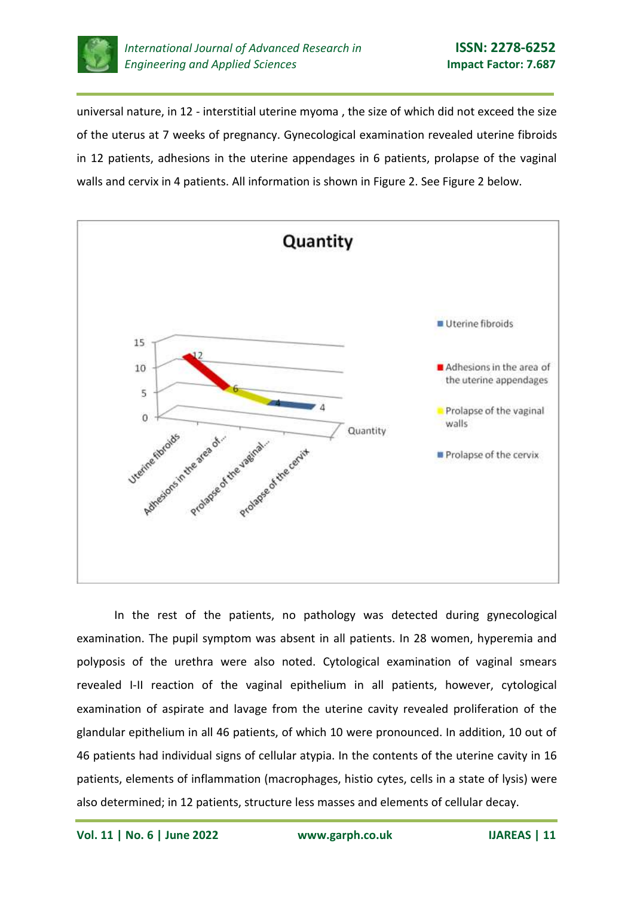universal nature, in 12 - interstitial uterine myoma , the size of which did not exceed the size of the uterus at 7 weeks of pregnancy. Gynecological examination revealed uterine fibroids in 12 patients, adhesions in the uterine appendages in 6 patients, prolapse of the vaginal walls and cervix in 4 patients. All information is shown in Figure 2. See Figure 2 below.

In the rest of the patients, no pathology was detected during gynecological examination. The pupil symptom was absent in all patients. In 28 women, hyperemia and polyposis of the urethra were also noted. Cytological examination of vaginal smears revealed I-II reaction of the vaginal epithelium in all patients, however, cytological examination of aspirate and lavage from the uterine cavity revealed proliferation of the glandular epithelium in all 46 patients, of which 10 were pronounced. In addition, 10 out of 46 patients had individual signs of cellular atypia. In the contents of the uterine cavity in 16 patients, elements of inflammation (macrophages, histio cytes, cells in a state of lysis) were also determined; in 12 patients, structure less masses and elements of cellular decay.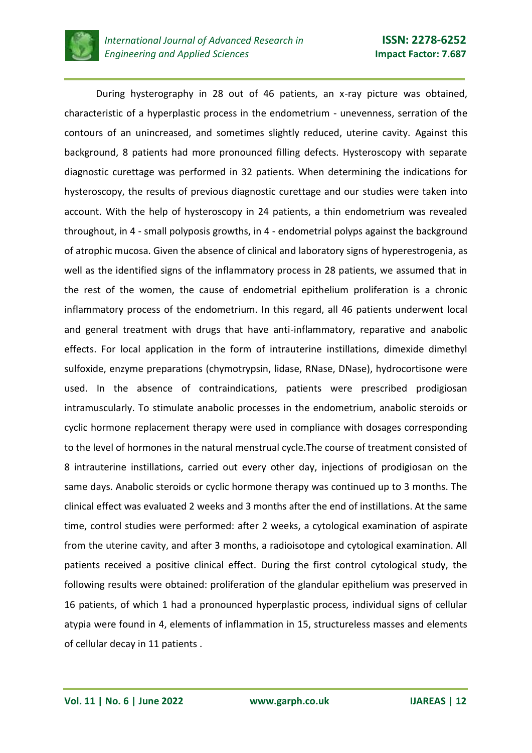During hysterography in 28 out of 46 patients, an x-ray picture was obtained, characteristic of a hyperplastic process in the endometrium - unevenness, serration of the contours of an unincreased, and sometimes slightly reduced, uterine cavity. Against this background, 8 patients had more pronounced filling defects. Hysteroscopy with separate diagnostic curettage was performed in 32 patients. When determining the indications for hysteroscopy, the results of previous diagnostic curettage and our studies were taken into account. With the help of hysteroscopy in 24 patients, a thin endometrium was revealed throughout, in 4 - small polyposis growths, in 4 - endometrial polyps against the background of atrophic mucosa. Given the absence of clinical and laboratory signs of hyperestrogenia, as well as the identified signs of the inflammatory process in 28 patients, we assumed that in the rest of the women, the cause of endometrial epithelium proliferation is a chronic inflammatory process of the endometrium. In this regard, all 46 patients underwent local and general treatment with drugs that have anti-inflammatory, reparative and anabolic effects. For local application in the form of intrauterine instillations, dimexide dimethyl sulfoxide, enzyme preparations (chymotrypsin, lidase, RNase, DNase), hydrocortisone were used. In the absence of contraindications, patients were prescribed prodigiosan intramuscularly. To stimulate anabolic processes in the endometrium, anabolic steroids or cyclic hormone replacement therapy were used in compliance with dosages corresponding to the level of hormones in the natural menstrual cycle.The course of treatment consisted of 8 intrauterine instillations, carried out every other day, injections of prodigiosan on the same days. Anabolic steroids or cyclic hormone therapy was continued up to 3 months. The clinical effect was evaluated 2 weeks and 3 months after the end of instillations. At the same time, control studies were performed: after 2 weeks, a cytological examination of aspirate from the uterine cavity, and after 3 months, a radioisotope and cytological examination. All patients received a positive clinical effect. During the first control cytological study, the following results were obtained: proliferation of the glandular epithelium was preserved in 16 patients, of which 1 had a pronounced hyperplastic process, individual signs of cellular atypia were found in 4, elements of inflammation in 15, structureless masses and elements of cellular decay in 11 patients .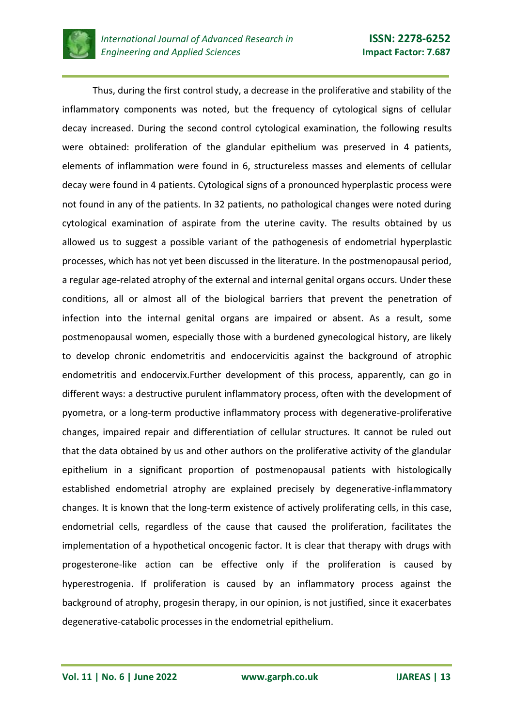Thus, during the first control study, a decrease in the proliferative and stability of the inflammatory components was noted, but the frequency of cytological signs of cellular decay increased. During the second control cytological examination, the following results were obtained: proliferation of the glandular epithelium was preserved in 4 patients, elements of inflammation were found in 6, structureless masses and elements of cellular decay were found in 4 patients. Cytological signs of a pronounced hyperplastic process were not found in any of the patients. In 32 patients, no pathological changes were noted during cytological examination of aspirate from the uterine cavity. The results obtained by us allowed us to suggest a possible variant of the pathogenesis of endometrial hyperplastic processes, which has not yet been discussed in the literature. In the postmenopausal period, a regular age-related atrophy of the external and internal genital organs occurs. Under these conditions, all or almost all of the biological barriers that prevent the penetration of infection into the internal genital organs are impaired or absent. As a result, some postmenopausal women, especially those with a burdened gynecological history, are likely to develop chronic endometritis and endocervicitis against the background of atrophic endometritis and endocervix.Further development of this process, apparently, can go in different ways: a destructive purulent inflammatory process, often with the development of pyometra, or a long-term productive inflammatory process with degenerative-proliferative changes, impaired repair and differentiation of cellular structures. It cannot be ruled out that the data obtained by us and other authors on the proliferative activity of the glandular epithelium in a significant proportion of postmenopausal patients with histologically established endometrial atrophy are explained precisely by degenerative-inflammatory changes. It is known that the long-term existence of actively proliferating cells, in this case, endometrial cells, regardless of the cause that caused the proliferation, facilitates the implementation of a hypothetical oncogenic factor. It is clear that therapy with drugs with progesterone-like action can be effective only if the proliferation is caused by hyperestrogenia. If proliferation is caused by an inflammatory process against the background of atrophy, progesin therapy, in our opinion, is not justified, since it exacerbates degenerative-catabolic processes in the endometrial epithelium.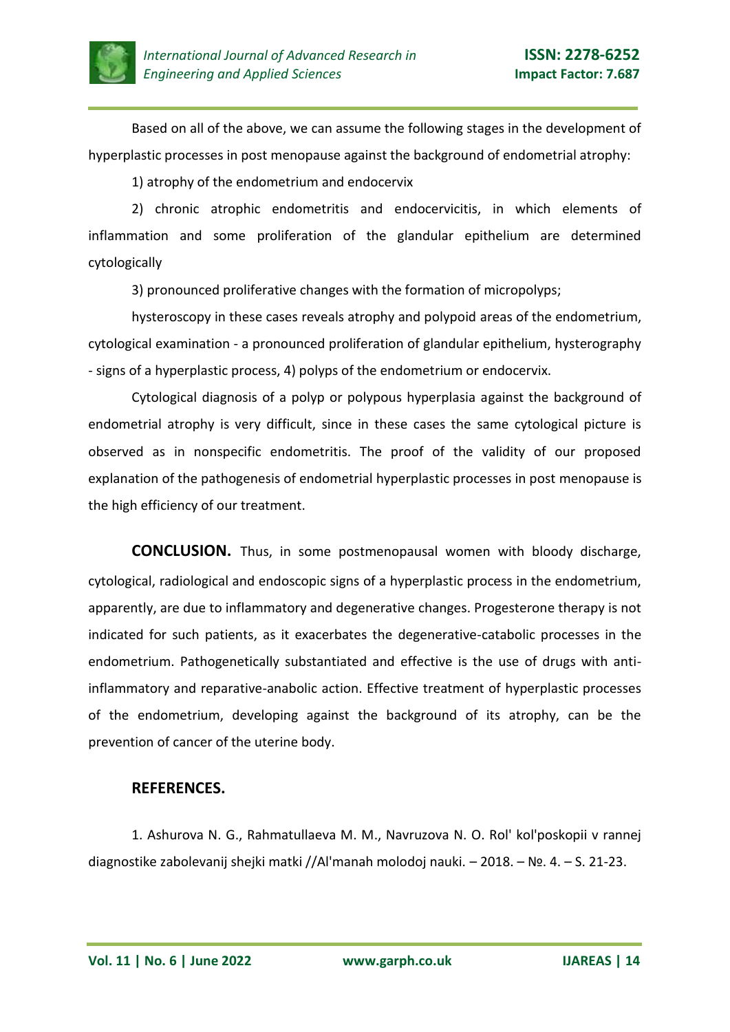Based on all of the above, we can assume the following stages in the development of hyperplastic processes in post menopause against the background of endometrial atrophy:

1) atrophy of the endometrium and endocervix

2) chronic atrophic endometritis and endocervicitis, in which elements of inflammation and some proliferation of the glandular epithelium are determined cytologically

3) pronounced proliferative changes with the formation of micropolyps;

hysteroscopy in these cases reveals atrophy and polypoid areas of the endometrium, cytological examination - a pronounced proliferation of glandular epithelium, hysterography - signs of a hyperplastic process, 4) polyps of the endometrium or endocervix.

Cytological diagnosis of a polyp or polypous hyperplasia against the background of endometrial atrophy is very difficult, since in these cases the same cytological picture is observed as in nonspecific endometritis. The proof of the validity of our proposed explanation of the pathogenesis of endometrial hyperplastic processes in post menopause is the high efficiency of our treatment.

**CONCLUSION.** Thus, in some postmenopausal women with bloody discharge, cytological, radiological and endoscopic signs of a hyperplastic process in the endometrium, apparently, are due to inflammatory and degenerative changes. Progesterone therapy is not indicated for such patients, as it exacerbates the degenerative-catabolic processes in the endometrium. Pathogenetically substantiated and effective is the use of drugs with anti-inflammatory and reparative-anabolic action. Effective treatment of hyperplastic processes of the endometrium, developing against the background of its atrophy, can be the prevention of cancer of the uterine body.

## REFERENCES.

1. Ashurova N. G., Rahmatullaeva M. M., Navruzova N. O. Rol' kol'poskopii v rannej diagnostike zabolevanij shejki matki //Al'manah molodoj nauki. – 2018. – №. 4. – S. 21-23.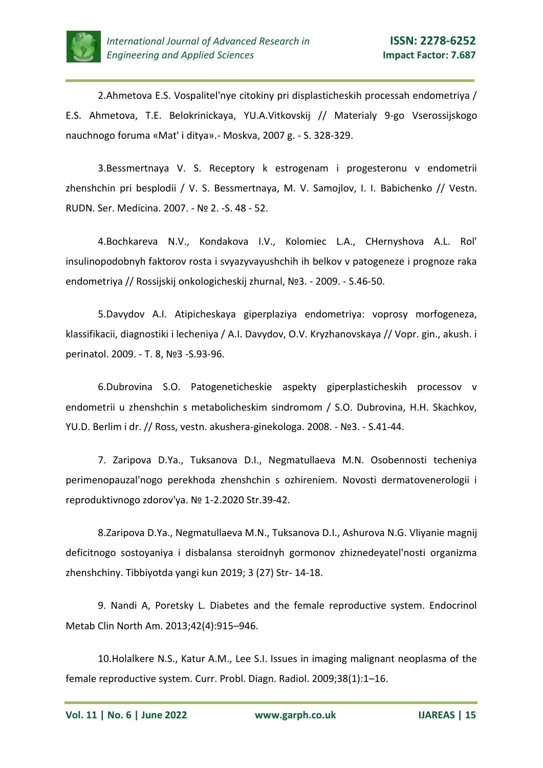2.Ahmetova E.S. Vospalitel'nye citokiny pri displasticheskih processah endometriya / E.S. Ahmetova, T.E. Belokrinickaya, YU.A.Vitkovskij // Materialy 9-go Vserossijskogo nauchnogo foruma «Mat' i ditya».- Moskva, 2007 g. - S. 328-329.

3.Bessmertnaya V. S. Receptory k estrogenam i progesteronu v endometrii zhenshchin pri besplodii / V. S. Bessmertnaya, M. V. Samojlov, I. I. Babichenko // Vestn. RUDN. Ser. Medicina. 2007. - № 2. -S. 48 - 52.

4.Bochkareva N.V., Kondakova I.V., Kolomiec L.A., CHernyshova A.L. Rol' insulinopodobnyh faktorov rosta i svyazyvayushchih ih belkov v patogeneze i prognoze raka endometriya // Rossijskij onkologicheskij zhurnal, №3. - 2009. - S.46-50.

5.Davydov A.I. Atipicheskaya giperplaziya endometriya: voprosy morfogeneza, klassifikacii, diagnostiki i lecheniya / A.I. Davydov, O.V. Kryzhanovskaya // Vopr. gin., akush. i perinatol. 2009. - T. 8, №3 -S.93-96.

6.Dubrovina S.O. Patogeneticheskie aspekty giperplasticheskih processov v endometrii u zhenshchin s metabolicheskim sindromom / S.O. Dubrovina, H.H. Skachkov, YU.D. Berlim i dr. // Ross, vestn. akushera-ginekologa. 2008. - №3. - S.41-44.

7. Zaripova D.Ya., Tuksanova D.I., Negmatullaeva M.N. Osobennosti techeniya perimenopauzal'nogo perekhoda zhenshchin s ozhireniem. Novosti dermatovenerologii i reproduktivnogo zdorov'ya. № 1-2.2020 Str.39-42.

8.Zaripova D.Ya., Negmatullaeva M.N., Tuksanova D.I., Ashurova N.G. Vliyanie magnij deficitnogo sostoyaniya i disbalansa steroidnyh gormonov zhiznedeyatel'nosti organizma zhenshchiny. Tibbiyotda yangi kun 2019; 3 (27) Str- 14-18.

9. Nandi A, Poretsky L. Diabetes and the female reproductive system. Endocrinol Metab Clin North Am. 2013;42(4):915–946.

10.Holalkere N.S., Katur A.M., Lee S.I. Issues in imaging malignant neoplasma of the female reproductive system. Curr. Probl. Diagn. Radiol. 2009;38(1):1–16.